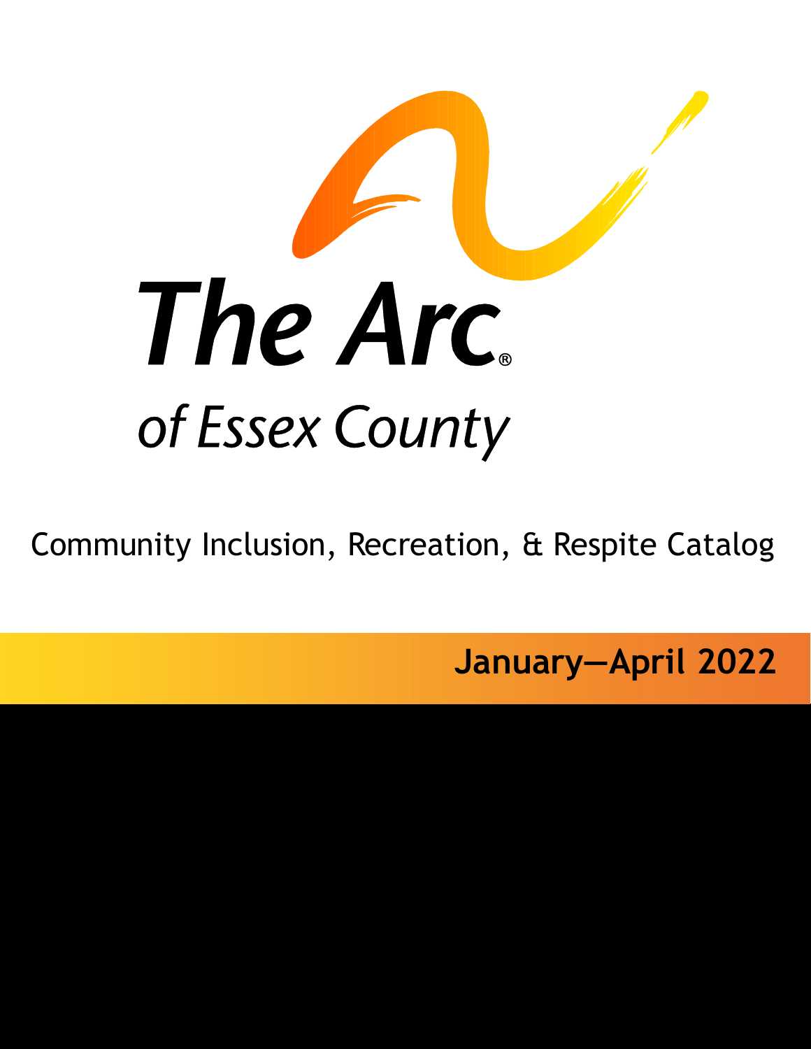# The Arc® of Essex County

Community Inclusion, Recreation, & Respite Catalog

**January—April 2022**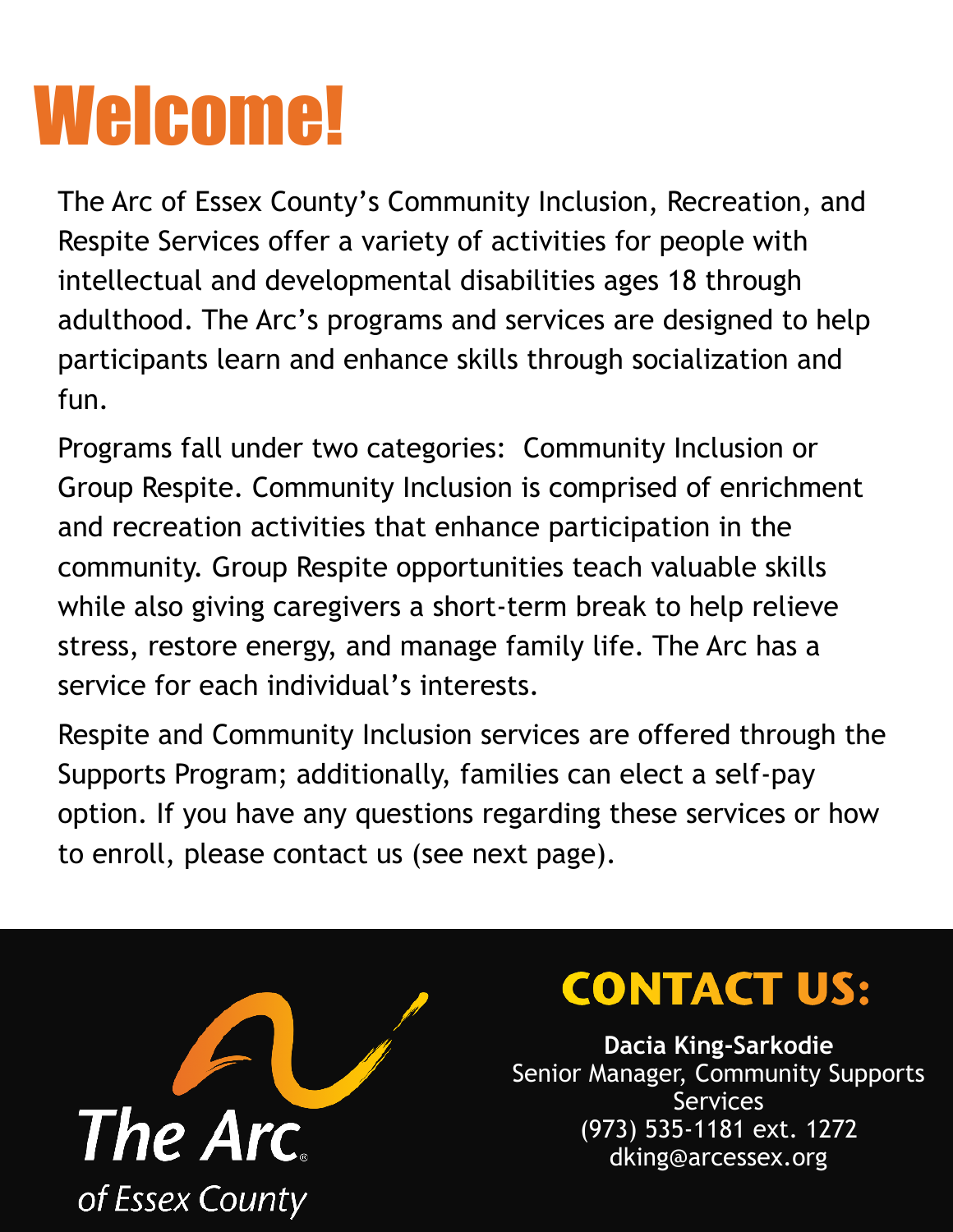# Welcome!

The Arc of Essex County's Community Inclusion, Recreation, and Respite Services offer a variety of activities for people with intellectual and developmental disabilities ages 18 through adulthood. The Arc's programs and services are designed to help participants learn and enhance skills through socialization and fun.

Programs fall under two categories: Community Inclusion or Group Respite. Community Inclusion is comprised of enrichment and recreation activities that enhance participation in the community. Group Respite opportunities teach valuable skills while also giving caregivers a short-term break to help relieve stress, restore energy, and manage family life. The Arc has a service for each individual's interests.

Respite and Community Inclusion services are offered through the Supports Program; additionally, families can elect a self-pay option. If you have any questions regarding these services or how to enroll, please contact us (see next page).

The Arc of Essex County

## CONTACT US:

**Dacia King-Sarkodie**
Senior Manager, Community Supports Services
(973) 535-1181 ext. 1272
dking@arcessex.org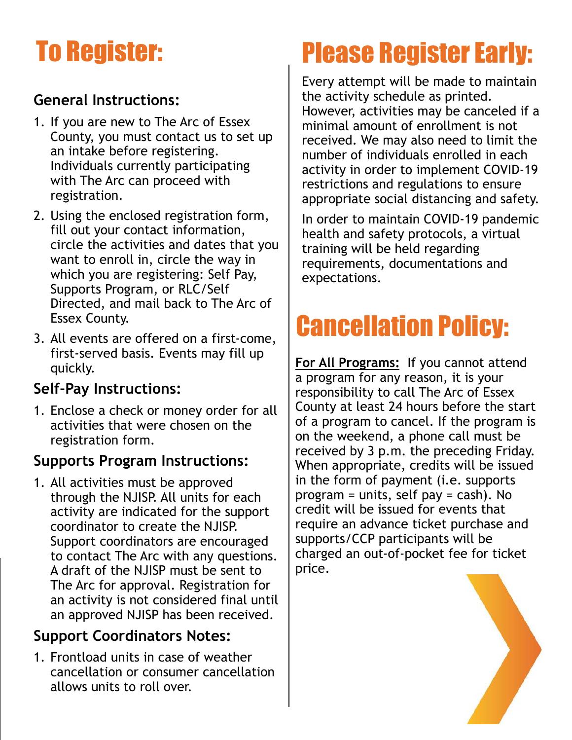# To Register:

## General Instructions:

1. If you are new to The Arc of Essex County, you must contact us to set up an intake before registering. Individuals currently participating with The Arc can proceed with registration.
2. Using the enclosed registration form, fill out your contact information, circle the activities and dates that you want to enroll in, circle the way in which you are registering: Self Pay, Supports Program, or RLC/Self Directed, and mail back to The Arc of Essex County.
3. All events are offered on a first-come, first-served basis. Events may fill up quickly.

## Self-Pay Instructions:

1. Enclose a check or money order for all activities that were chosen on the registration form.

## Supports Program Instructions:

1. All activities must be approved through the NJISP. All units for each activity are indicated for the support coordinator to create the NJISP. Support coordinators are encouraged to contact The Arc with any questions. A draft of the NJISP must be sent to The Arc for approval. Registration for an activity is not considered final until an approved NJISP has been received.

## Support Coordinators Notes:

1. Frontload units in case of weather cancellation or consumer cancellation allows units to roll over.

# Please Register Early:

Every attempt will be made to maintain the activity schedule as printed. However, activities may be canceled if a minimal amount of enrollment is not received. We may also need to limit the number of individuals enrolled in each activity in order to implement COVID-19 restrictions and regulations to ensure appropriate social distancing and safety.

In order to maintain COVID-19 pandemic health and safety protocols, a virtual training will be held regarding requirements, documentations and expectations.

# Cancellation Policy:

**For All Programs:** If you cannot attend a program for any reason, it is your responsibility to call The Arc of Essex County at least 24 hours before the start of a program to cancel. If the program is on the weekend, a phone call must be received by 3 p.m. the preceding Friday. When appropriate, credits will be issued in the form of payment (i.e. supports program = units, self pay = cash). No credit will be issued for events that require an advance ticket purchase and supports/CCP participants will be charged an out-of-pocket fee for ticket price.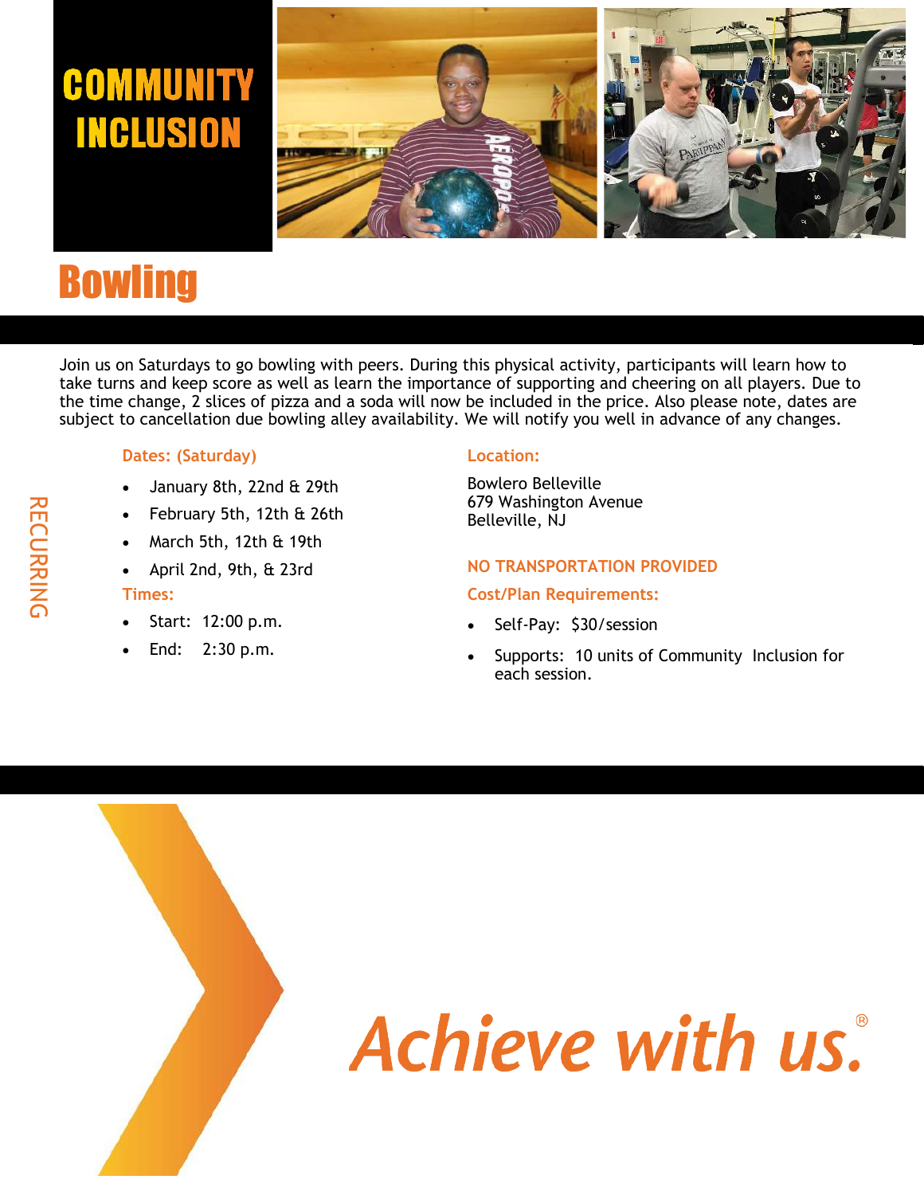# COMMUNITY INCLUSION

## Bowling

Join us on Saturdays to go bowling with peers. During this physical activity, participants will learn how to take turns and keep score as well as learn the importance of supporting and cheering on all players. Due to the time change, 2 slices of pizza and a soda will now be included in the price. Also please note, dates are subject to cancellation due bowling alley availability. We will notify you well in advance of any changes.

RECURRING

**Dates: (Saturday)**

- January 8th, 22nd & 29th
- February 5th, 12th & 26th
- March 5th, 12th & 19th
- April 2nd, 9th, & 23rd

**Times:**

- Start: 12:00 p.m.
- End: 2:30 p.m.

**Location:**

Bowlero Belleville
679 Washington Avenue
Belleville, NJ

**NO TRANSPORTATION PROVIDED**

**Cost/Plan Requirements:**

- Self-Pay: $30/session
- Supports: 10 units of Community Inclusion for each session.

*Achieve with us.*®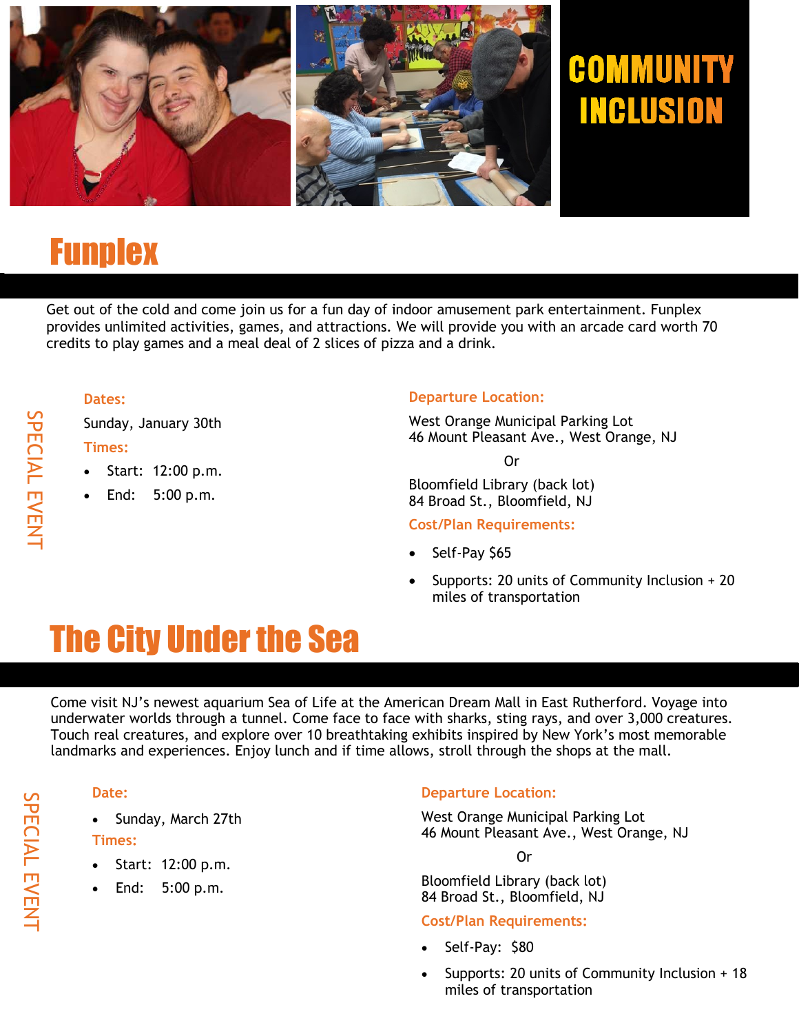# COMMUNITY INCLUSION

## Funplex

Get out of the cold and come join us for a fun day of indoor amusement park entertainment. Funplex provides unlimited activities, games, and attractions. We will provide you with an arcade card worth 70 credits to play games and a meal deal of 2 slices of pizza and a drink.

SPECIAL EVENT

**Dates:**

Sunday, January 30th

**Times:**

- Start: 12:00 p.m.
- End: 5:00 p.m.

**Departure Location:**

West Orange Municipal Parking Lot
46 Mount Pleasant Ave., West Orange, NJ

Or

Bloomfield Library (back lot)
84 Broad St., Bloomfield, NJ

**Cost/Plan Requirements:**

- Self-Pay $65
- Supports: 20 units of Community Inclusion + 20 miles of transportation

## The City Under the Sea

Come visit NJ's newest aquarium Sea of Life at the American Dream Mall in East Rutherford. Voyage into underwater worlds through a tunnel. Come face to face with sharks, sting rays, and over 3,000 creatures. Touch real creatures, and explore over 10 breathtaking exhibits inspired by New York's most memorable landmarks and experiences. Enjoy lunch and if time allows, stroll through the shops at the mall.

SPECIAL EVENT

**Date:**

- Sunday, March 27th

**Times:**

- Start: 12:00 p.m.
- End: 5:00 p.m.

**Departure Location:**

West Orange Municipal Parking Lot
46 Mount Pleasant Ave., West Orange, NJ

Or

Bloomfield Library (back lot)
84 Broad St., Bloomfield, NJ

**Cost/Plan Requirements:**

- Self-Pay: $80
- Supports: 20 units of Community Inclusion + 18 miles of transportation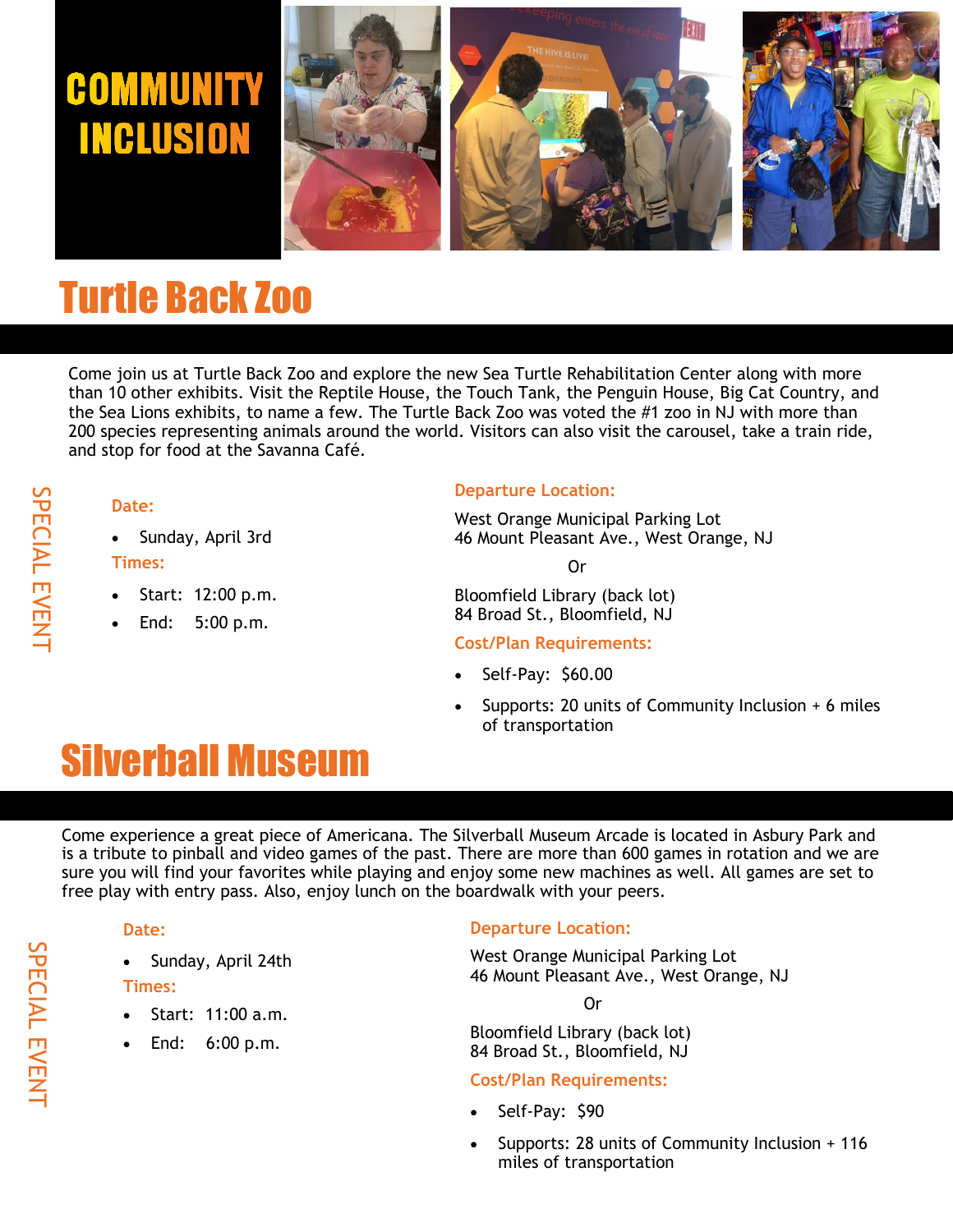# COMMUNITY INCLUSION

## Turtle Back Zoo

Come join us at Turtle Back Zoo and explore the new Sea Turtle Rehabilitation Center along with more than 10 other exhibits. Visit the Reptile House, the Touch Tank, the Penguin House, Big Cat Country, and the Sea Lions exhibits, to name a few. The Turtle Back Zoo was voted the #1 zoo in NJ with more than 200 species representing animals around the world. Visitors can also visit the carousel, take a train ride, and stop for food at the Savanna Café.

SPECIAL EVENT

**Date:**

- Sunday, April 3rd

**Times:**

- Start: 12:00 p.m.
- End: 5:00 p.m.

**Departure Location:**

West Orange Municipal Parking Lot
46 Mount Pleasant Ave., West Orange, NJ

Or

Bloomfield Library (back lot)
84 Broad St., Bloomfield, NJ

**Cost/Plan Requirements:**

- Self-Pay: $60.00
- Supports: 20 units of Community Inclusion + 6 miles of transportation

## Silverball Museum

Come experience a great piece of Americana. The Silverball Museum Arcade is located in Asbury Park and is a tribute to pinball and video games of the past. There are more than 600 games in rotation and we are sure you will find your favorites while playing and enjoy some new machines as well. All games are set to free play with entry pass. Also, enjoy lunch on the boardwalk with your peers.

SPECIAL EVENT

**Date:**

- Sunday, April 24th

**Times:**

- Start: 11:00 a.m.
- End: 6:00 p.m.

**Departure Location:**

West Orange Municipal Parking Lot
46 Mount Pleasant Ave., West Orange, NJ

Or

Bloomfield Library (back lot)
84 Broad St., Bloomfield, NJ

**Cost/Plan Requirements:**

- Self-Pay: $90
- Supports: 28 units of Community Inclusion + 116 miles of transportation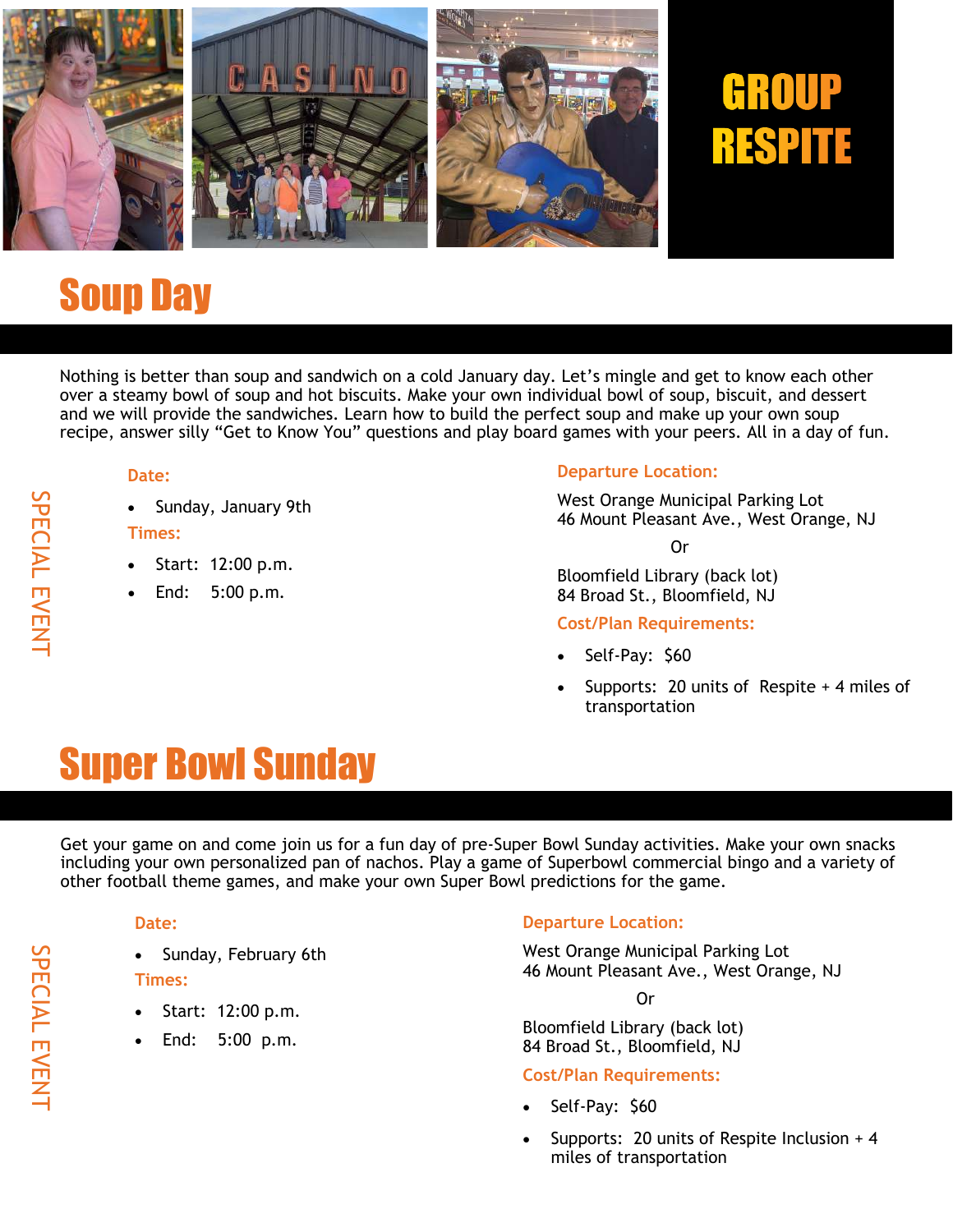# GROUP RESPITE

## Soup Day

Nothing is better than soup and sandwich on a cold January day. Let's mingle and get to know each other over a steamy bowl of soup and hot biscuits. Make your own individual bowl of soup, biscuit, and dessert and we will provide the sandwiches. Learn how to build the perfect soup and make up your own soup recipe, answer silly "Get to Know You" questions and play board games with your peers. All in a day of fun.

SPECIAL EVENT

**Date:**

- Sunday, January 9th

**Times:**

- Start: 12:00 p.m.
- End: 5:00 p.m.

**Departure Location:**

West Orange Municipal Parking Lot
46 Mount Pleasant Ave., West Orange, NJ

Or

Bloomfield Library (back lot)
84 Broad St., Bloomfield, NJ

**Cost/Plan Requirements:**

- Self-Pay: $60
- Supports: 20 units of Respite + 4 miles of transportation

## Super Bowl Sunday

Get your game on and come join us for a fun day of pre-Super Bowl Sunday activities. Make your own snacks including your own personalized pan of nachos. Play a game of Superbowl commercial bingo and a variety of other football theme games, and make your own Super Bowl predictions for the game.

SPECIAL EVENT

**Date:**

- Sunday, February 6th

**Times:**

- Start: 12:00 p.m.
- End: 5:00 p.m.

**Departure Location:**

West Orange Municipal Parking Lot
46 Mount Pleasant Ave., West Orange, NJ

Or

Bloomfield Library (back lot)
84 Broad St., Bloomfield, NJ

**Cost/Plan Requirements:**

- Self-Pay: $60
- Supports: 20 units of Respite Inclusion + 4 miles of transportation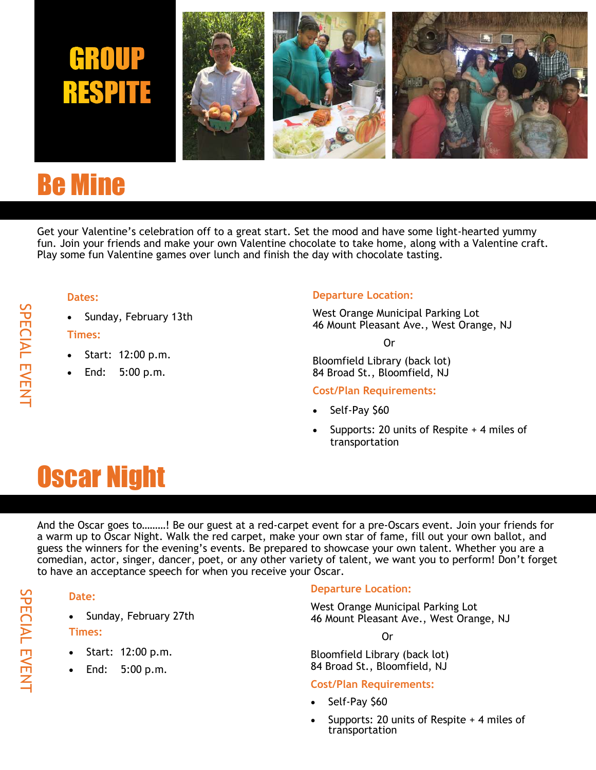# GROUP RESPITE

## Be Mine

Get your Valentine's celebration off to a great start. Set the mood and have some light-hearted yummy fun. Join your friends and make your own Valentine chocolate to take home, along with a Valentine craft. Play some fun Valentine games over lunch and finish the day with chocolate tasting.

SPECIAL EVENT

**Dates:**

- Sunday, February 13th

**Times:**

- Start: 12:00 p.m.
- End: 5:00 p.m.

**Departure Location:**

West Orange Municipal Parking Lot
46 Mount Pleasant Ave., West Orange, NJ

Or

Bloomfield Library (back lot)
84 Broad St., Bloomfield, NJ

**Cost/Plan Requirements:**

- Self-Pay $60
- Supports: 20 units of Respite + 4 miles of transportation

## Oscar Night

And the Oscar goes to………! Be our guest at a red-carpet event for a pre-Oscars event. Join your friends for a warm up to Oscar Night. Walk the red carpet, make your own star of fame, fill out your own ballot, and guess the winners for the evening's events. Be prepared to showcase your own talent. Whether you are a comedian, actor, singer, dancer, poet, or any other variety of talent, we want you to perform! Don't forget to have an acceptance speech for when you receive your Oscar.

SPECIAL EVENT

**Date:**

- Sunday, February 27th

**Times:**

- Start: 12:00 p.m.
- End: 5:00 p.m.

**Departure Location:**

West Orange Municipal Parking Lot
46 Mount Pleasant Ave., West Orange, NJ

Or

Bloomfield Library (back lot)
84 Broad St., Bloomfield, NJ

**Cost/Plan Requirements:**

- Self-Pay $60
- Supports: 20 units of Respite + 4 miles of transportation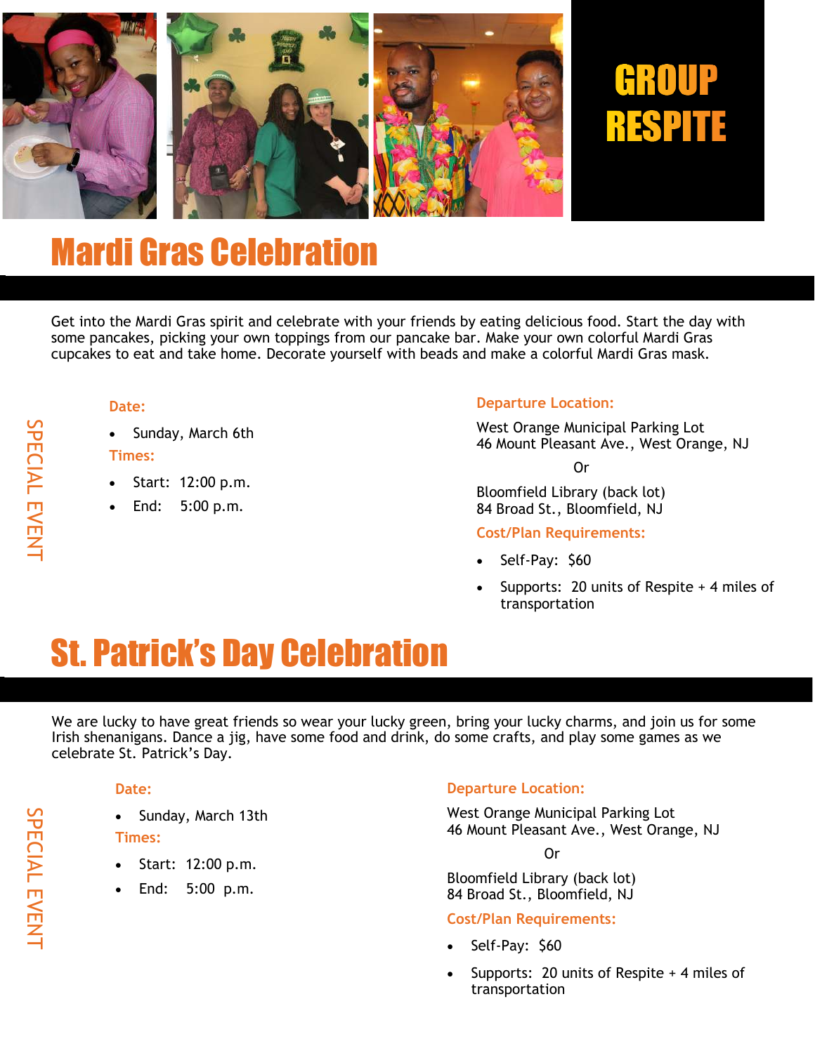# GROUP RESPITE

## Mardi Gras Celebration

Get into the Mardi Gras spirit and celebrate with your friends by eating delicious food. Start the day with some pancakes, picking your own toppings from our pancake bar. Make your own colorful Mardi Gras cupcakes to eat and take home. Decorate yourself with beads and make a colorful Mardi Gras mask.

SPECIAL EVENT

**Date:**

- Sunday, March 6th

**Times:**

- Start: 12:00 p.m.
- End: 5:00 p.m.

**Departure Location:**

West Orange Municipal Parking Lot
46 Mount Pleasant Ave., West Orange, NJ

Or

Bloomfield Library (back lot)
84 Broad St., Bloomfield, NJ

**Cost/Plan Requirements:**

- Self-Pay: $60
- Supports: 20 units of Respite + 4 miles of transportation

## St. Patrick's Day Celebration

We are lucky to have great friends so wear your lucky green, bring your lucky charms, and join us for some Irish shenanigans. Dance a jig, have some food and drink, do some crafts, and play some games as we celebrate St. Patrick's Day.

SPECIAL EVENT

**Date:**

- Sunday, March 13th

**Times:**

- Start: 12:00 p.m.
- End: 5:00 p.m.

**Departure Location:**

West Orange Municipal Parking Lot
46 Mount Pleasant Ave., West Orange, NJ

Or

Bloomfield Library (back lot)
84 Broad St., Bloomfield, NJ

**Cost/Plan Requirements:**

- Self-Pay: $60
- Supports: 20 units of Respite + 4 miles of transportation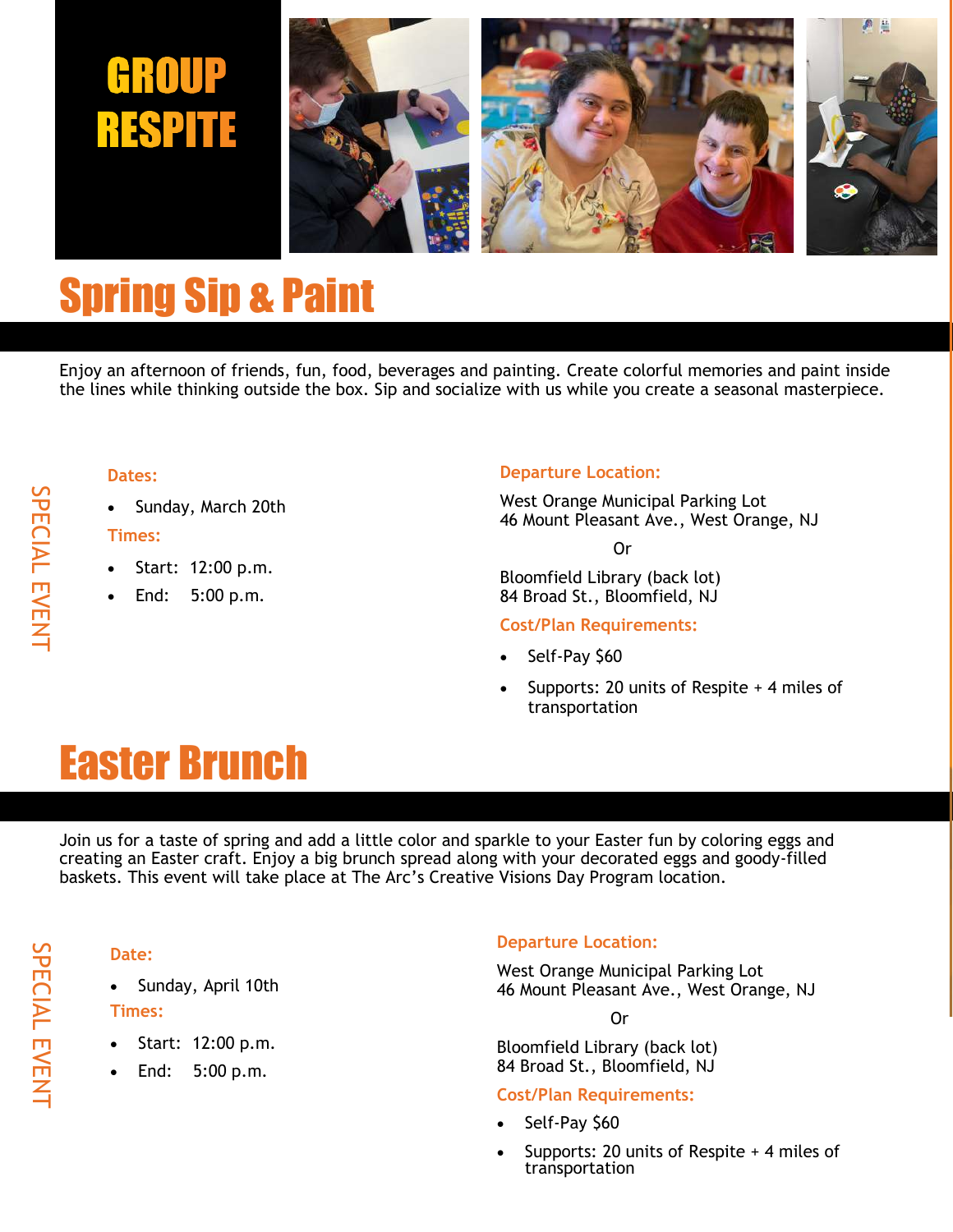# GROUP RESPITE

## Spring Sip & Paint

Enjoy an afternoon of friends, fun, food, beverages and painting. Create colorful memories and paint inside the lines while thinking outside the box. Sip and socialize with us while you create a seasonal masterpiece.

SPECIAL EVENT

**Dates:**

- Sunday, March 20th

**Times:**

- Start: 12:00 p.m.
- End: 5:00 p.m.

**Departure Location:**

West Orange Municipal Parking Lot
46 Mount Pleasant Ave., West Orange, NJ

Or

Bloomfield Library (back lot)
84 Broad St., Bloomfield, NJ

**Cost/Plan Requirements:**

- Self-Pay $60
- Supports: 20 units of Respite + 4 miles of transportation

## Easter Brunch

Join us for a taste of spring and add a little color and sparkle to your Easter fun by coloring eggs and creating an Easter craft. Enjoy a big brunch spread along with your decorated eggs and goody-filled baskets. This event will take place at The Arc's Creative Visions Day Program location.

SPECIAL EVENT

**Date:**

- Sunday, April 10th

**Times:**

- Start: 12:00 p.m.
- End: 5:00 p.m.

**Departure Location:**

West Orange Municipal Parking Lot
46 Mount Pleasant Ave., West Orange, NJ

Or

Bloomfield Library (back lot)
84 Broad St., Bloomfield, NJ

**Cost/Plan Requirements:**

- Self-Pay $60
- Supports: 20 units of Respite + 4 miles of transportation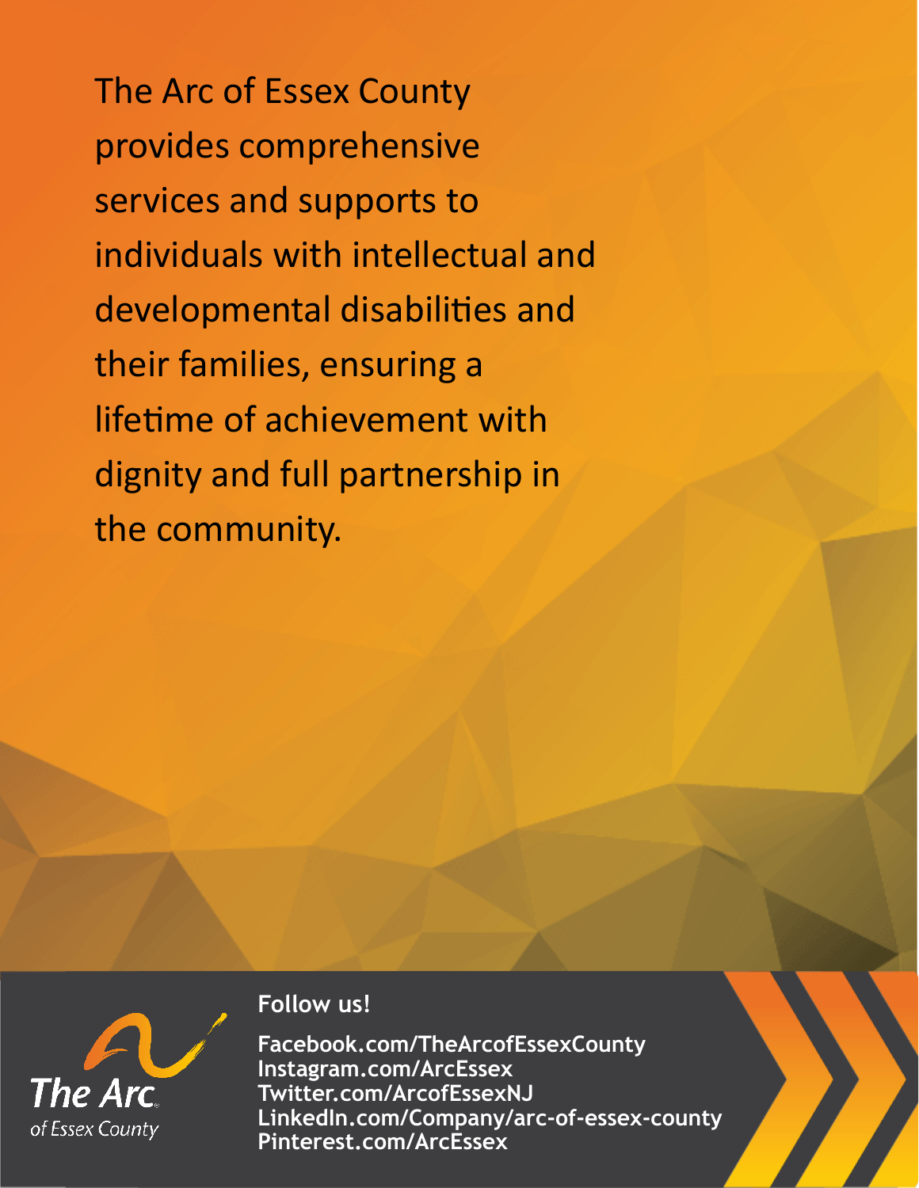The Arc of Essex County provides comprehensive services and supports to individuals with intellectual and developmental disabilities and their families, ensuring a lifetime of achievement with dignity and full partnership in the community.

The Arc of Essex County

**Follow us!**

**Facebook.com/TheArcofEssexCounty**
**Instagram.com/ArcEssex**
**Twitter.com/ArcofEssexNJ**
**LinkedIn.com/Company/arc-of-essex-county**
**Pinterest.com/ArcEssex**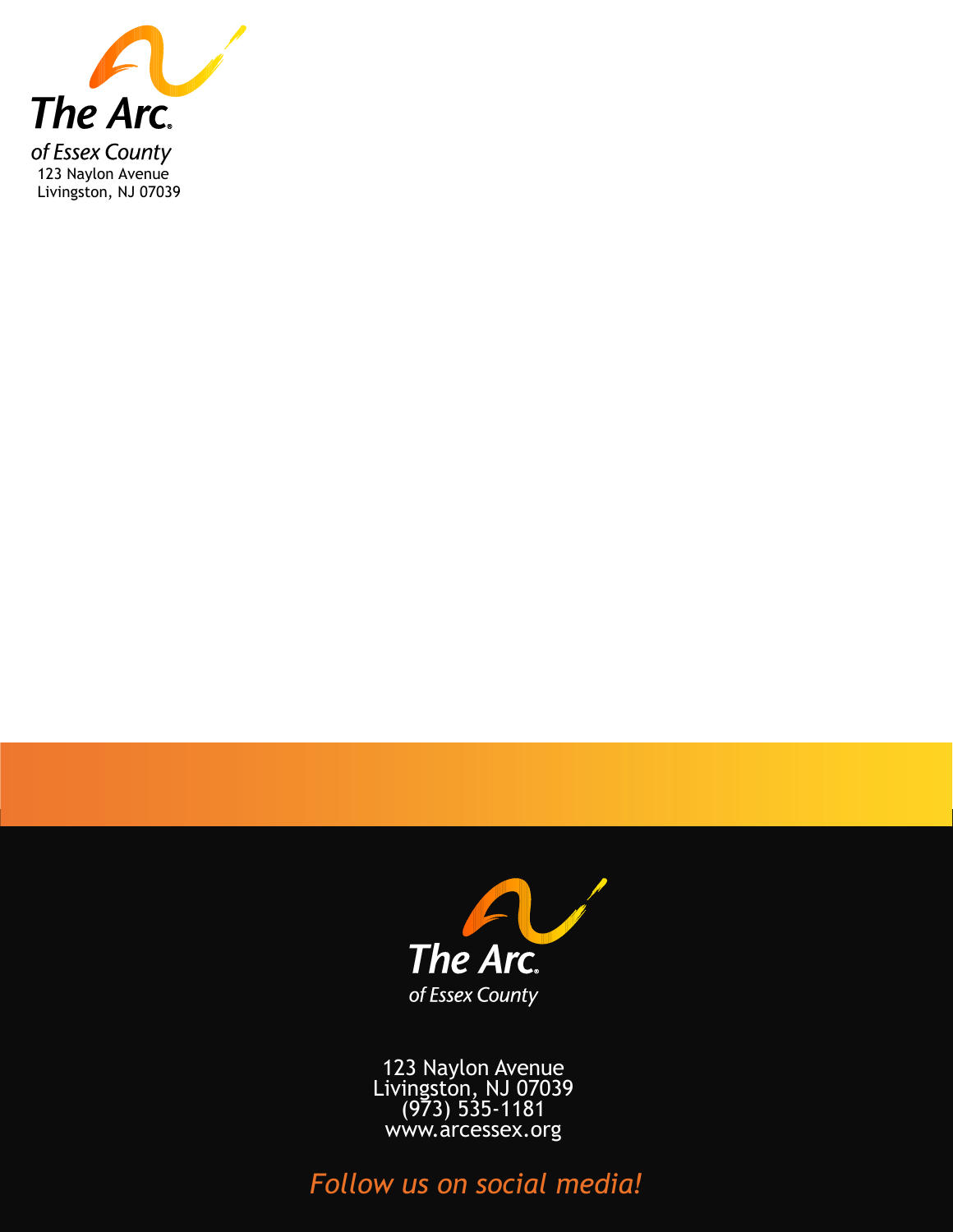The Arc.
of Essex County
123 Naylon Avenue
Livingston, NJ 07039

The Arc.
of Essex County

123 Naylon Avenue
Livingston, NJ 07039
(973) 535-1181
www.arcessex.org

*Follow us on social media!*